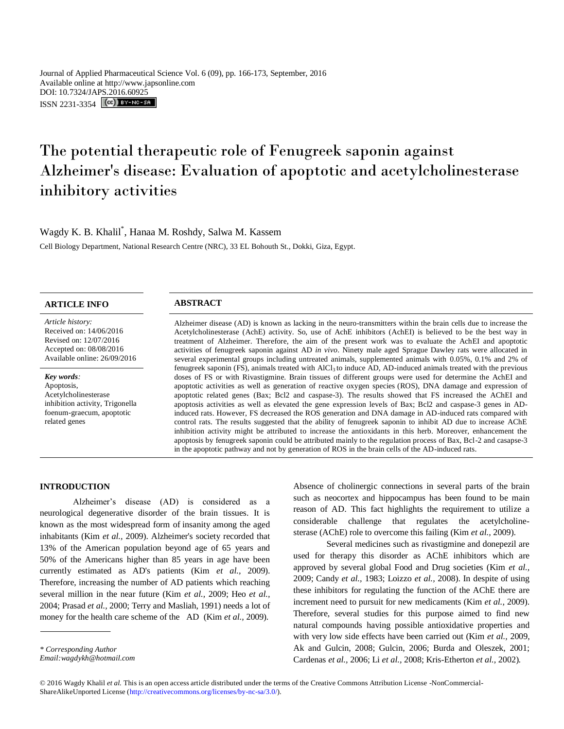Journal of Applied Pharmaceutical Science Vol. 6 (09), pp. 166-173, September, 2016
Available online at http://www.japsonline.com
DOI: 10.7324/JAPS.2016.60925
ISSN 2231-3354

# The potential therapeutic role of Fenugreek saponin against Alzheimer's disease: Evaluation of apoptotic and acetylcholinesterase inhibitory activities

Wagdy K. B. Khalil*, Hanaa M. Roshdy, Salwa M. Kassem

Cell Biology Department, National Research Centre (NRC), 33 EL Bohouth St., Dokki, Giza, Egypt.

**ARTICLE INFO**

*Article history:*
Received on: 14/06/2016
Revised on: 12/07/2016
Accepted on: 08/08/2016
Available online: 26/09/2016

***Key words:***
Apoptosis, Acetylcholinesterase inhibition activity, Trigonella foenum-graecum, apoptotic related genes

**ABSTRACT**

Alzheimer disease (AD) is known as lacking in the neuro-transmitters within the brain cells due to increase the Acetylcholinesterase (AchE) activity. So, use of AchE inhibitors (AchEI) is believed to be the best way in treatment of Alzheimer. Therefore, the aim of the present work was to evaluate the AchEI and apoptotic activities of fenugreek saponin against AD *in vivo*. Ninety male aged Sprague Dawley rats were allocated in several experimental groups including untreated animals, supplemented animals with 0.05%, 0.1% and 2% of fenugreek saponin (FS), animals treated with $AlCl_3$ to induce AD, AD-induced animals treated with the previous doses of FS or with Rivastigmine. Brain tissues of different groups were used for determine the AchEI and apoptotic activities as well as generation of reactive oxygen species (ROS), DNA damage and expression of apoptotic related genes (Bax; Bcl2 and caspase-3). The results showed that FS increased the AChEI and apoptosis activities as well as elevated the gene expression levels of Bax; Bcl2 and caspase-3 genes in AD-induced rats. However, FS decreased the ROS generation and DNA damage in AD-induced rats compared with control rats. The results suggested that the ability of fenugreek saponin to inhibit AD due to increase AChE inhibition activity might be attributed to increase the antioxidants in this herb. Moreover, enhancement the apoptosis by fenugreek saponin could be attributed mainly to the regulation process of Bax, Bcl-2 and casapse-3 in the apoptotic pathway and not by generation of ROS in the brain cells of the AD-induced rats.

## INTRODUCTION

Alzheimer's disease (AD) is considered as a neurological degenerative disorder of the brain tissues. It is known as the most widespread form of insanity among the aged inhabitants (Kim *et al.,* 2009). Alzheimer's society recorded that 13% of the American population beyond age of 65 years and 50% of the Americans higher than 85 years in age have been currently estimated as AD's patients (Kim *et al.,* 2009). Therefore, increasing the number of AD patients which reaching several million in the near future (Kim *et al.,* 2009; Heo *et al.,* 2004; Prasad *et al.,* 2000; Terry and Masliah, 1991) needs a lot of money for the health care scheme of the AD (Kim *et al.,* 2009).

Absence of cholinergic connections in several parts of the brain such as neocortex and hippocampus has been found to be main reason of AD. This fact highlights the requirement to utilize a considerable challenge that regulates the acetylcholine-sterase (AChE) role to overcome this failing (Kim *et al.,* 2009).

Several medicines such as rivastigmine and donepezil are used for therapy this disorder as AChE inhibitors which are approved by several global Food and Drug societies (Kim *et al.,* 2009; Candy *et al.,* 1983; Loizzo *et al.,* 2008). In despite of using these inhibitors for regulating the function of the AChE there are increment need to pursuit for new medicaments (Kim *et al.,* 2009). Therefore, several studies for this purpose aimed to find new natural compounds having possible antioxidative properties and with very low side effects have been carried out (Kim *et al.,* 2009, Ak and Gulcin, 2008; Gulcin, 2006; Burda and Oleszek, 2001; Cardenas *et al.,* 2006; Li *et al.,* 2008; Kris-Etherton *et al.,* 2002).

\* *Corresponding Author*
*Email:wagdykh@hotmail.com*

© 2016 Wagdy Khalil *et al.* This is an open access article distributed under the terms of the Creative Commons Attribution License -NonCommercial-ShareAlikeUnported License (http://creativecommons.org/licenses/by-nc-sa/3.0/).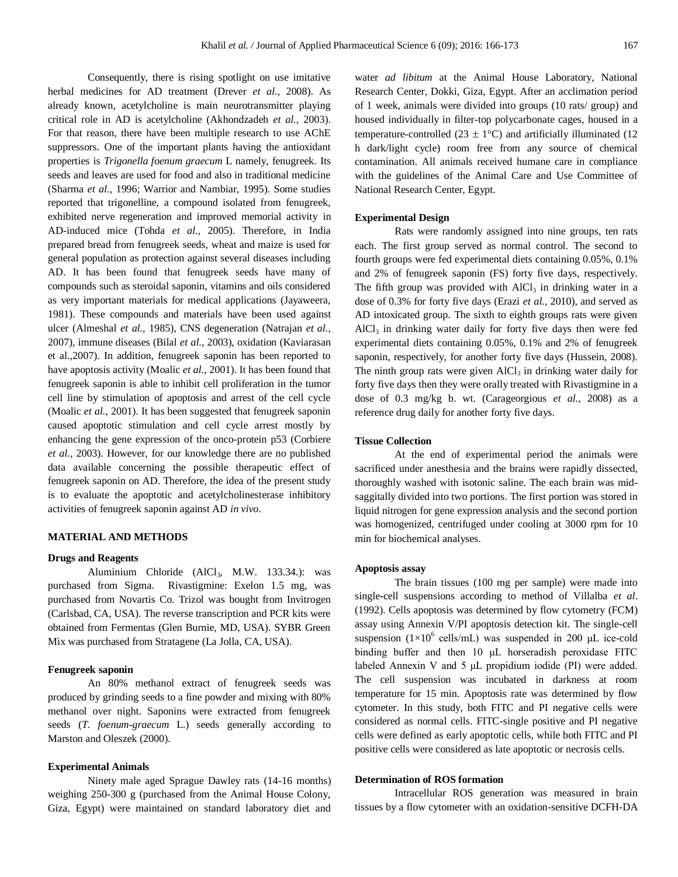Consequently, there is rising spotlight on use imitative herbal medicines for AD treatment (Drever *et al.,* 2008). As already known, acetylcholine is main neurotransmitter playing critical role in AD is acetylcholine (Akhondzadeh *et al.,* 2003). For that reason, there have been multiple research to use AChE suppressors. One of the important plants having the antioxidant properties is *Trigonella foenum graecum* L namely, fenugreek. Its seeds and leaves are used for food and also in traditional medicine (Sharma *et al.,* 1996; Warrior and Nambiar, 1995). Some studies reported that trigonelline, a compound isolated from fenugreek, exhibited nerve regeneration and improved memorial activity in AD-induced mice (Tohda *et al.,* 2005). Therefore, in India prepared bread from fenugreek seeds, wheat and maize is used for general population as protection against several diseases including AD. It has been found that fenugreek seeds have many of compounds such as steroidal saponin, vitamins and oils considered as very important materials for medical applications (Jayaweera, 1981). These compounds and materials have been used against ulcer (Almeshal *et al.,* 1985), CNS degeneration (Natrajan *et al.,* 2007), immune diseases (Bilal *et al.,* 2003), oxidation (Kaviarasan et al.,2007). In addition, fenugreek saponin has been reported to have apoptosis activity (Moalic *et al.,* 2001). It has been found that fenugreek saponin is able to inhibit cell proliferation in the tumor cell line by stimulation of apoptosis and arrest of the cell cycle (Moalic *et al.,* 2001). It has been suggested that fenugreek saponin caused apoptotic stimulation and cell cycle arrest mostly by enhancing the gene expression of the onco-protein p53 (Corbiere *et al.,* 2003). However, for our knowledge there are no published data available concerning the possible therapeutic effect of fenugreek saponin on AD. Therefore, the idea of the present study is to evaluate the apoptotic and acetylcholinesterase inhibitory activities of fenugreek saponin against AD *in vivo*.

## MATERIAL AND METHODS

### Drugs and Reagents

Aluminium Chloride ($AlCl_3$, M.W. 133.34.): was purchased from Sigma. Rivastigmine: Exelon 1.5 mg, was purchased from Novartis Co. Trizol was bought from Invitrogen (Carlsbad, CA, USA). The reverse transcription and PCR kits were obtained from Fermentas (Glen Burnie, MD, USA). SYBR Green Mix was purchased from Stratagene (La Jolla, CA, USA).

### Fenugreek saponin

An 80% methanol extract of fenugreek seeds was produced by grinding seeds to a fine powder and mixing with 80% methanol over night. Saponins were extracted from fenugreek seeds (*T. foenum-graecum* L.) seeds generally according to Marston and Oleszek (2000).

### Experimental Animals

Ninety male aged Sprague Dawley rats (14-16 months) weighing 250-300 g (purchased from the Animal House Colony, Giza, Egypt) were maintained on standard laboratory diet and water *ad libitum* at the Animal House Laboratory, National Research Center, Dokki, Giza, Egypt. After an acclimation period of 1 week, animals were divided into groups (10 rats/ group) and housed individually in filter-top polycarbonate cages, housed in a temperature-controlled (23 ± 1°C) and artificially illuminated (12 h dark/light cycle) room free from any source of chemical contamination. All animals received humane care in compliance with the guidelines of the Animal Care and Use Committee of National Research Center, Egypt.

### Experimental Design

Rats were randomly assigned into nine groups, ten rats each. The first group served as normal control. The second to fourth groups were fed experimental diets containing 0.05%, 0.1% and 2% of fenugreek saponin (FS) forty five days, respectively. The fifth group was provided with $AlCl_3$ in drinking water in a dose of 0.3% for forty five days (Erazi *et al.,* 2010), and served as AD intoxicated group. The sixth to eighth groups rats were given $AlCl_3$ in drinking water daily for forty five days then were fed experimental diets containing 0.05%, 0.1% and 2% of fenugreek saponin, respectively, for another forty five days (Hussein, 2008). The ninth group rats were given $AlCl_3$ in drinking water daily for forty five days then they were orally treated with Rivastigmine in a dose of 0.3 mg/kg b. wt. (Carageorgious *et al.,* 2008) as a reference drug daily for another forty five days.

### Tissue Collection

At the end of experimental period the animals were sacrificed under anesthesia and the brains were rapidly dissected, thoroughly washed with isotonic saline. The each brain was mid-saggitally divided into two portions. The first portion was stored in liquid nitrogen for gene expression analysis and the second portion was homogenized, centrifuged under cooling at 3000 rpm for 10 min for biochemical analyses.

### Apoptosis assay

The brain tissues (100 mg per sample) were made into single-cell suspensions according to method of Villalba *et al*. (1992). Cells apoptosis was determined by flow cytometry (FCM) assay using Annexin V/PI apoptosis detection kit. The single-cell suspension ($1\times10^6$ cells/mL) was suspended in 200 μL ice-cold binding buffer and then 10 μL horseradish peroxidase FITC labeled Annexin V and 5 μL propidium iodide (PI) were added. The cell suspension was incubated in darkness at room temperature for 15 min. Apoptosis rate was determined by flow cytometer. In this study, both FITC and PI negative cells were considered as normal cells. FITC-single positive and PI negative cells were defined as early apoptotic cells, while both FITC and PI positive cells were considered as late apoptotic or necrosis cells.

### Determination of ROS formation

Intracellular ROS generation was measured in brain tissues by a flow cytometer with an oxidation-sensitive DCFH-DA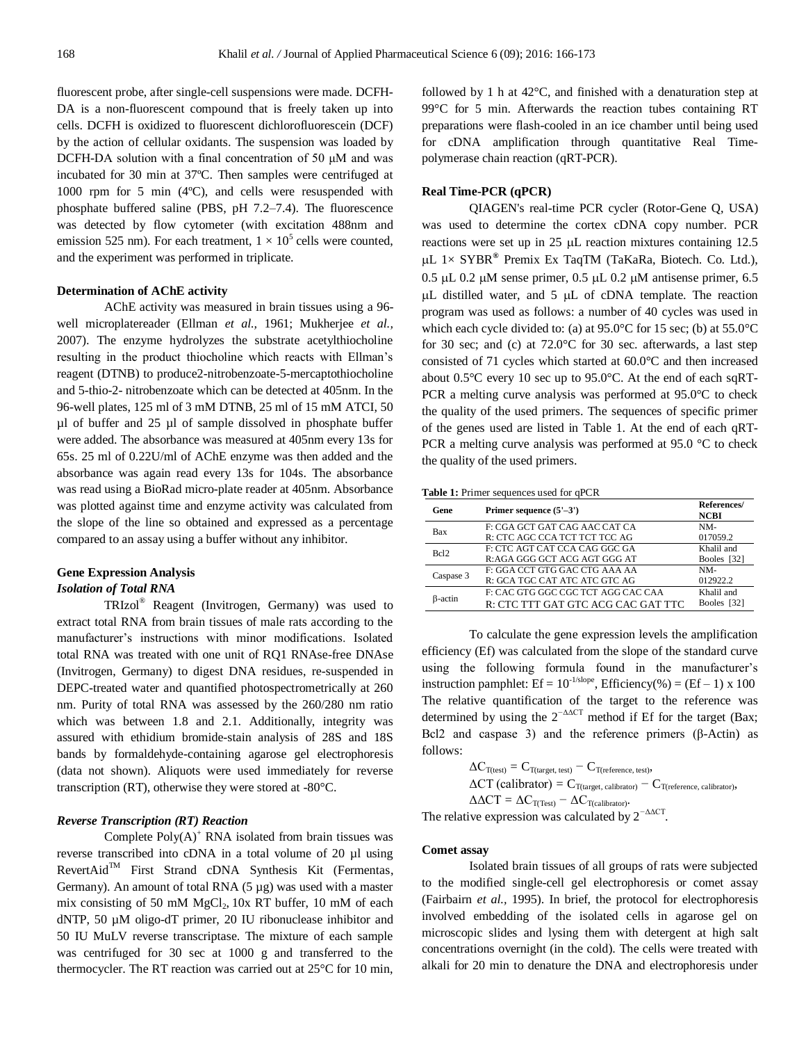fluorescent probe, after single-cell suspensions were made. DCFH-DA is a non-fluorescent compound that is freely taken up into cells. DCFH is oxidized to fluorescent dichlorofluorescein (DCF) by the action of cellular oxidants. The suspension was loaded by DCFH-DA solution with a final concentration of 50 μM and was incubated for 30 min at 37ºC. Then samples were centrifuged at 1000 rpm for 5 min (4ºC), and cells were resuspended with phosphate buffered saline (PBS, pH 7.2–7.4). The fluorescence was detected by flow cytometer (with excitation 488nm and emission 525 nm). For each treatment, $1 \times 10^5$ cells were counted, and the experiment was performed in triplicate.

### Determination of AChE activity

AChE activity was measured in brain tissues using a 96-well microplatereader (Ellman *et al.,* 1961; Mukherjee *et al.,* 2007). The enzyme hydrolyzes the substrate acetylthiocholine resulting in the product thiocholine which reacts with Ellman's reagent (DTNB) to produce2-nitrobenzoate-5-mercaptothiocholine and 5-thio-2- nitrobenzoate which can be detected at 405nm. In the 96-well plates, 125 ml of 3 mM DTNB, 25 ml of 15 mM ATCI, 50 µl of buffer and 25 µl of sample dissolved in phosphate buffer were added. The absorbance was measured at 405nm every 13s for 65s. 25 ml of 0.22U/ml of AChE enzyme was then added and the absorbance was again read every 13s for 104s. The absorbance was read using a BioRad micro-plate reader at 405nm. Absorbance was plotted against time and enzyme activity was calculated from the slope of the line so obtained and expressed as a percentage compared to an assay using a buffer without any inhibitor.

### Gene Expression Analysis

#### *Isolation of Total RNA*

TRIzol® Reagent (Invitrogen, Germany) was used to extract total RNA from brain tissues of male rats according to the manufacturer's instructions with minor modifications. Isolated total RNA was treated with one unit of RQ1 RNAse-free DNAse (Invitrogen, Germany) to digest DNA residues, re-suspended in DEPC-treated water and quantified photospectrometrically at 260 nm. Purity of total RNA was assessed by the 260/280 nm ratio which was between 1.8 and 2.1. Additionally, integrity was assured with ethidium bromide-stain analysis of 28S and 18S bands by formaldehyde-containing agarose gel electrophoresis (data not shown). Aliquots were used immediately for reverse transcription (RT), otherwise they were stored at -80°C.

#### *Reverse Transcription (RT) Reaction*

Complete $Poly(A)^+$ RNA isolated from brain tissues was reverse transcribed into cDNA in a total volume of 20 µl using RevertAid™ First Strand cDNA Synthesis Kit (Fermentas, Germany). An amount of total RNA (5 µg) was used with a master mix consisting of 50 mM $MgCl_2$, 10x RT buffer, 10 mM of each dNTP, 50 µM oligo-dT primer, 20 IU ribonuclease inhibitor and 50 IU MuLV reverse transcriptase. The mixture of each sample was centrifuged for 30 sec at 1000 g and transferred to the thermocycler. The RT reaction was carried out at 25°C for 10 min, followed by 1 h at 42°C, and finished with a denaturation step at 99°C for 5 min. Afterwards the reaction tubes containing RT preparations were flash-cooled in an ice chamber until being used for cDNA amplification through quantitative Real Time-polymerase chain reaction (qRT-PCR).

### Real Time-PCR (qPCR)

QIAGEN's real-time PCR cycler (Rotor-Gene Q, USA) was used to determine the cortex cDNA copy number. PCR reactions were set up in 25 μL reaction mixtures containing 12.5 μL 1× SYBR® Premix Ex TaqTM (TaKaRa, Biotech. Co. Ltd.), 0.5 μL 0.2 μM sense primer, 0.5 μL 0.2 μM antisense primer, 6.5 μL distilled water, and 5 μL of cDNA template. The reaction program was used as follows: a number of 40 cycles was used in which each cycle divided to: (a) at 95.0°C for 15 sec; (b) at 55.0°C for 30 sec; and (c) at 72.0°C for 30 sec. afterwards, a last step consisted of 71 cycles which started at 60.0°C and then increased about 0.5°C every 10 sec up to 95.0°C. At the end of each sqRT-PCR a melting curve analysis was performed at 95.0°C to check the quality of the used primers. The sequences of specific primer of the genes used are listed in Table 1. At the end of each qRT-PCR a melting curve analysis was performed at 95.0 °C to check the quality of the used primers.

**Table 1:** Primer sequences used for qPCR

| Gene | Primer sequence (5'–3') | References/ NCBI |
|---|---|---|
| Bax | F: CGA GCT GAT CAG AAC CAT CA<br>R: CTC AGC CCA TCT TCT TCC AG | NM-017059.2 |
| Bcl2 | F: CTC AGT CAT CCA CAG GGC GA<br>R:AGA GGG GCT ACG AGT GGG AT | Khalil and Booles [32] |
| Caspase 3 | F: GGA CCT GTG GAC CTG AAA AA<br>R: GCA TGC CAT ATC ATC GTC AG | NM-012922.2 |
| β-actin | F: CAC GTG GGC CGC TCT AGG CAC CAA<br>R: CTC TTT GAT GTC ACG CAC GAT TTC | Khalil and Booles [32] |

To calculate the gene expression levels the amplification efficiency (Ef) was calculated from the slope of the standard curve using the following formula found in the manufacturer's instruction pamphlet: $Ef = 10^{-1/slope}$, $Efficiency(\%) = (Ef - 1) \times 100$ The relative quantification of the target to the reference was determined by using the $2^{-\Delta\Delta CT}$ method if Ef for the target (Bax; Bcl2 and caspase 3) and the reference primers (β-Actin) as follows:

$$\Delta C_{T(test)} = C_{T(target,\,test)} - C_{T(reference,\,test)},$$

$$\Delta CT\ (calibrator) = C_{T(target,\,calibrator)} - C_{T(reference,\,calibrator)},$$

$$\Delta\Delta CT = \Delta C_{T(Test)} - \Delta C_{T(calibrator)}.$$

The relative expression was calculated by $2^{-\Delta\Delta CT}$.

### Comet assay

Isolated brain tissues of all groups of rats were subjected to the modified single-cell gel electrophoresis or comet assay (Fairbairn *et al.,* 1995). In brief, the protocol for electrophoresis involved embedding of the isolated cells in agarose gel on microscopic slides and lysing them with detergent at high salt concentrations overnight (in the cold). The cells were treated with alkali for 20 min to denature the DNA and electrophoresis under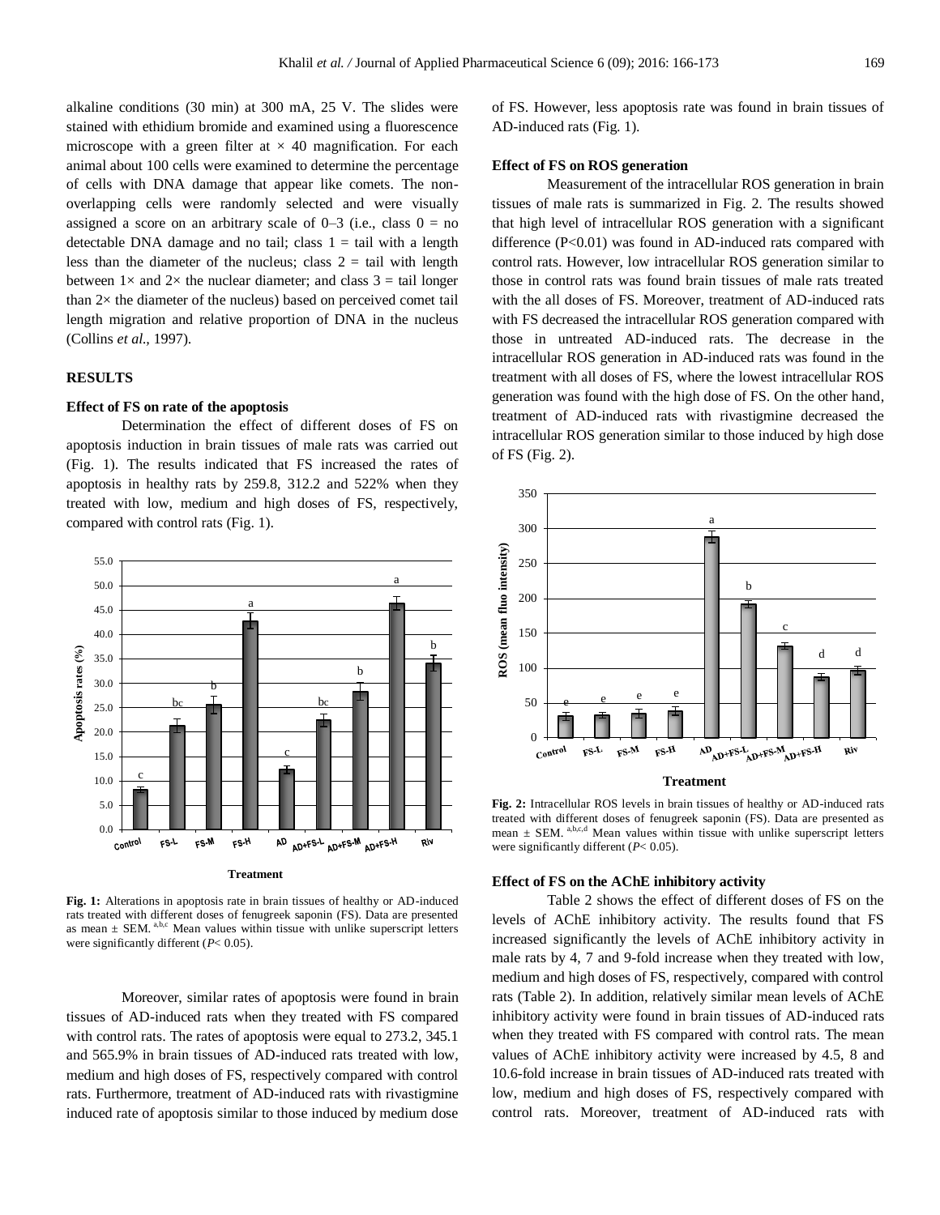alkaline conditions (30 min) at 300 mA, 25 V. The slides were stained with ethidium bromide and examined using a fluorescence microscope with a green filter at × 40 magnification. For each animal about 100 cells were examined to determine the percentage of cells with DNA damage that appear like comets. The non-overlapping cells were randomly selected and were visually assigned a score on an arbitrary scale of 0–3 (i.e., class 0 = no detectable DNA damage and no tail; class 1 = tail with a length less than the diameter of the nucleus; class 2 = tail with length between 1× and 2× the nuclear diameter; and class 3 = tail longer than 2× the diameter of the nucleus) based on perceived comet tail length migration and relative proportion of DNA in the nucleus (Collins *et al.*, 1997).

## RESULTS

### Effect of FS on rate of the apoptosis

Determination the effect of different doses of FS on apoptosis induction in brain tissues of male rats was carried out (Fig. 1). The results indicated that FS increased the rates of apoptosis in healthy rats by 259.8, 312.2 and 522% when they treated with low, medium and high doses of FS, respectively, compared with control rats (Fig. 1).

**Fig. 1:** Alterations in apoptosis rate in brain tissues of healthy or AD-induced rats treated with different doses of fenugreek saponin (FS). Data are presented as mean ± SEM. [a,b,c] Mean values within tissue with unlike superscript letters were significantly different ($P< 0.05$).

Moreover, similar rates of apoptosis were found in brain tissues of AD-induced rats when they treated with FS compared with control rats. The rates of apoptosis were equal to 273.2, 345.1 and 565.9% in brain tissues of AD-induced rats treated with low, medium and high doses of FS, respectively compared with control rats. Furthermore, treatment of AD-induced rats with rivastigmine induced rate of apoptosis similar to those induced by medium dose of FS. However, less apoptosis rate was found in brain tissues of AD-induced rats (Fig. 1).

### Effect of FS on ROS generation

Measurement of the intracellular ROS generation in brain tissues of male rats is summarized in Fig. 2. The results showed that high level of intracellular ROS generation with a significant difference (P<0.01) was found in AD-induced rats compared with control rats. However, low intracellular ROS generation similar to those in control rats was found brain tissues of male rats treated with the all doses of FS. Moreover, treatment of AD-induced rats with FS decreased the intracellular ROS generation compared with those in untreated AD-induced rats. The decrease in the intracellular ROS generation in AD-induced rats was found in the treatment with all doses of FS, where the lowest intracellular ROS generation was found with the high dose of FS. On the other hand, treatment of AD-induced rats with rivastigmine decreased the intracellular ROS generation similar to those induced by high dose of FS (Fig. 2).

**Fig. 2:** Intracellular ROS levels in brain tissues of healthy or AD-induced rats treated with different doses of fenugreek saponin (FS). Data are presented as mean ± SEM. [a,b,c,d] Mean values within tissue with unlike superscript letters were significantly different ($P< 0.05$).

### Effect of FS on the AChE inhibitory activity

Table 2 shows the effect of different doses of FS on the levels of AChE inhibitory activity. The results found that FS increased significantly the levels of AChE inhibitory activity in male rats by 4, 7 and 9-fold increase when they treated with low, medium and high doses of FS, respectively, compared with control rats (Table 2). In addition, relatively similar mean levels of AChE inhibitory activity were found in brain tissues of AD-induced rats when they treated with FS compared with control rats. The mean values of AChE inhibitory activity were increased by 4.5, 8 and 10.6-fold increase in brain tissues of AD-induced rats treated with low, medium and high doses of FS, respectively compared with control rats. Moreover, treatment of AD-induced rats with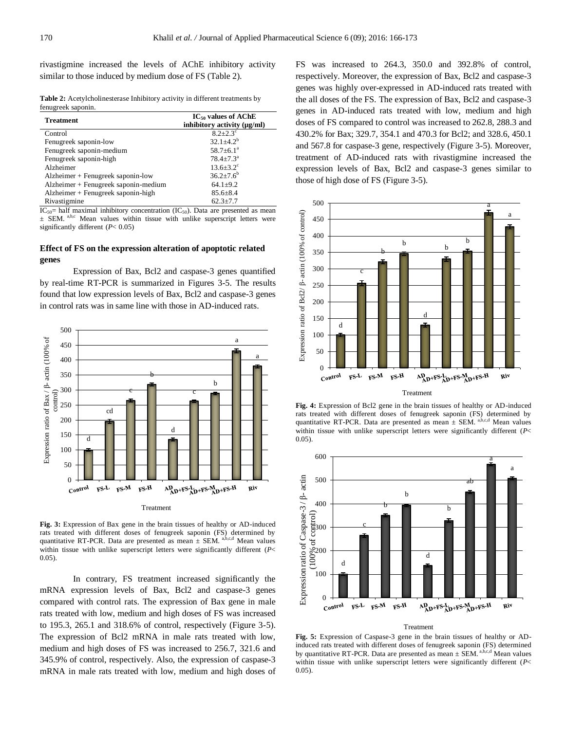rivastigmine increased the levels of AChE inhibitory activity similar to those induced by medium dose of FS (Table 2).

**Table 2:** Acetylcholinesterase Inhibitory activity in different treatments by fenugreek saponin.

| Treatment | $IC_{50}$ values of AChE inhibitory activity (µg/ml) |
|---|---|
| Control | 8.2±2.3[c] |
| Fenugreek saponin-low | 32.1±4.2[b] |
| Fenugreek saponin-medium | 58.7±6.1[a] |
| Fenugreek saponin-high | 78.4±7.3[a] |
| Alzheimer | 13.6±3.2[c] |
| Alzheimer + Fenugreek saponin-low | 36.2±7.6[b] |
| Alzheimer + Fenugreek saponin-medium | 64.1±9.2 |
| Alzheimer + Fenugreek saponin-high | 85.6±8.4 |
| Rivastigmine | 62.3±7.7 |

$IC_{50}$= half maximal inhibitory concentration ($IC_{50}$). Data are presented as mean ± SEM. [a,b,c] Mean values within tissue with unlike superscript letters were significantly different ($P$< 0.05)

### Effect of FS on the expression alteration of apoptotic related genes

Expression of Bax, Bcl2 and caspase-3 genes quantified by real-time RT-PCR is summarized in Figures 3-5. The results found that low expression levels of Bax, Bcl2 and caspase-3 genes in control rats was in same line with those in AD-induced rats.

**Fig. 3:** Expression of Bax gene in the brain tissues of healthy or AD-induced rats treated with different doses of fenugreek saponin (FS) determined by quantitative RT-PCR. Data are presented as mean ± SEM. [a,b,c,d] Mean values within tissue with unlike superscript letters were significantly different ($P$< 0.05).

In contrary, FS treatment increased significantly the mRNA expression levels of Bax, Bcl2 and caspase-3 genes compared with control rats. The expression of Bax gene in male rats treated with low, medium and high doses of FS was increased to 195.3, 265.1 and 318.6% of control, respectively (Figure 3-5). The expression of Bcl2 mRNA in male rats treated with low, medium and high doses of FS was increased to 256.7, 321.6 and 345.9% of control, respectively. Also, the expression of caspase-3 mRNA in male rats treated with low, medium and high doses of FS was increased to 264.3, 350.0 and 392.8% of control, respectively. Moreover, the expression of Bax, Bcl2 and caspase-3 genes was highly over-expressed in AD-induced rats treated with the all doses of the FS. The expression of Bax, Bcl2 and caspase-3 genes in AD-induced rats treated with low, medium and high doses of FS compared to control was increased to 262.8, 288.3 and 430.2% for Bax; 329.7, 354.1 and 470.3 for Bcl2; and 328.6, 450.1 and 567.8 for caspase-3 gene, respectively (Figure 3-5). Moreover, treatment of AD-induced rats with rivastigmine increased the expression levels of Bax, Bcl2 and caspase-3 genes similar to those of high dose of FS (Figure 3-5).

**Fig. 4:** Expression of Bcl2 gene in the brain tissues of healthy or AD-induced rats treated with different doses of fenugreek saponin (FS) determined by quantitative RT-PCR. Data are presented as mean ± SEM. [a,b,c,d] Mean values within tissue with unlike superscript letters were significantly different ($P$< 0.05).

**Fig. 5:** Expression of Caspase-3 gene in the brain tissues of healthy or AD-induced rats treated with different doses of fenugreek saponin (FS) determined by quantitative RT-PCR. Data are presented as mean ± SEM. [a,b,c,d] Mean values within tissue with unlike superscript letters were significantly different ($P$< 0.05).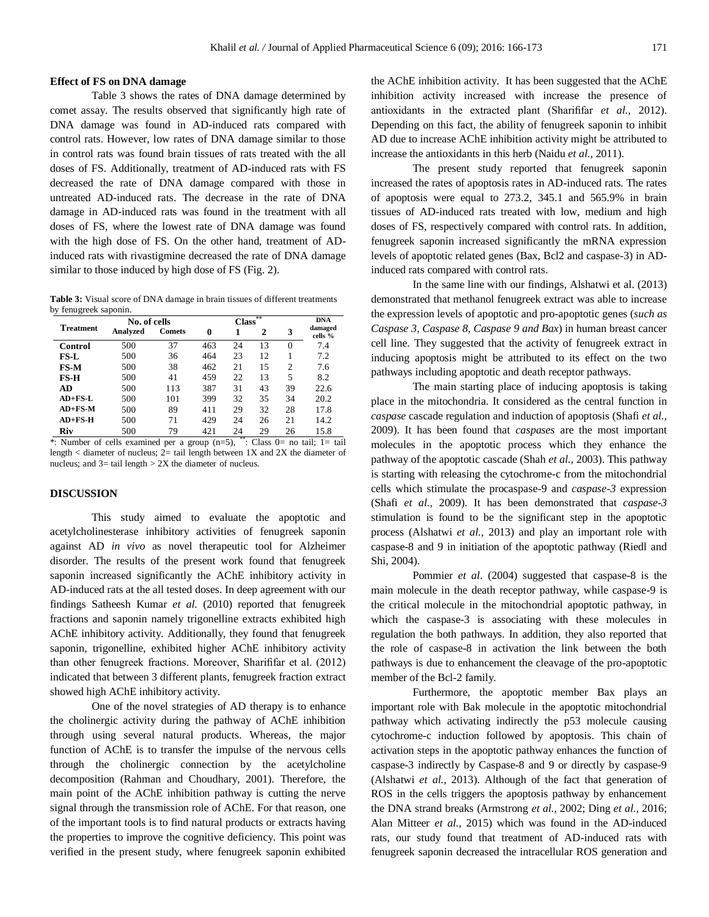### Effect of FS on DNA damage

Table 3 shows the rates of DNA damage determined by comet assay. The results observed that significantly high rate of DNA damage was found in AD-induced rats compared with control rats. However, low rates of DNA damage similar to those in control rats was found brain tissues of rats treated with the all doses of FS. Additionally, treatment of AD-induced rats with FS decreased the rate of DNA damage compared with those in untreated AD-induced rats. The decrease in the rate of DNA damage in AD-induced rats was found in the treatment with all doses of FS, where the lowest rate of DNA damage was found with the high dose of FS. On the other hand, treatment of AD-induced rats with rivastigmine decreased the rate of DNA damage similar to those induced by high dose of FS (Fig. 2).

**Table 3:** Visual score of DNA damage in brain tissues of different treatments by fenugreek saponin.

| Treatment | No. of cells | | Class** | | | | DNA damaged cells % |
|---|---|---|---|---|---|---|---|
| | Analyzed | Comets | 0 | 1 | 2 | 3 | |
| **Control** | 500 | 37 | 463 | 24 | 13 | 0 | 7.4 |
| **FS-L** | 500 | 36 | 464 | 23 | 12 | 1 | 7.2 |
| **FS-M** | 500 | 38 | 462 | 21 | 15 | 2 | 7.6 |
| **FS-H** | 500 | 41 | 459 | 22 | 13 | 5 | 8.2 |
| **AD** | 500 | 113 | 387 | 31 | 43 | 39 | 22.6 |
| **AD+FS-L** | 500 | 101 | 399 | 32 | 35 | 34 | 20.2 |
| **AD+FS-M** | 500 | 89 | 411 | 29 | 32 | 28 | 17.8 |
| **AD+FS-H** | 500 | 71 | 429 | 24 | 26 | 21 | 14.2 |
| **Riv** | 500 | 79 | 421 | 24 | 29 | 26 | 15.8 |

*: Number of cells examined per a group (n=5), **: Class 0= no tail; 1= tail length < diameter of nucleus; 2= tail length between 1X and 2X the diameter of nucleus; and 3= tail length > 2X the diameter of nucleus.

## DISCUSSION

This study aimed to evaluate the apoptotic and acetylcholinesterase inhibitory activities of fenugreek saponin against AD *in vivo* as novel therapeutic tool for Alzheimer disorder. The results of the present work found that fenugreek saponin increased significantly the AChE inhibitory activity in AD-induced rats at the all tested doses. In deep agreement with our findings Satheesh Kumar *et al.* (2010) reported that fenugreek fractions and saponin namely trigonelline extracts exhibited high AChE inhibitory activity. Additionally, they found that fenugreek saponin, trigonelline, exhibited higher AChE inhibitory activity than other fenugreek fractions. Moreover, Sharififar et al. (2012) indicated that between 3 different plants, fenugreek fraction extract showed high AChE inhibitory activity.

One of the novel strategies of AD therapy is to enhance the cholinergic activity during the pathway of AChE inhibition through using several natural products. Whereas, the major function of AChE is to transfer the impulse of the nervous cells through the cholinergic connection by the acetylcholine decomposition (Rahman and Choudhary, 2001). Therefore, the main point of the AChE inhibition pathway is cutting the nerve signal through the transmission role of AChE. For that reason, one of the important tools is to find natural products or extracts having the properties to improve the cognitive deficiency. This point was verified in the present study, where fenugreek saponin exhibited the AChE inhibition activity. It has been suggested that the AChE inhibition activity increased with increase the presence of antioxidants in the extracted plant (Sharififar *et al.,* 2012). Depending on this fact, the ability of fenugreek saponin to inhibit AD due to increase AChE inhibition activity might be attributed to increase the antioxidants in this herb (Naidu *et al.,* 2011).

The present study reported that fenugreek saponin increased the rates of apoptosis rates in AD-induced rats. The rates of apoptosis were equal to 273.2, 345.1 and 565.9% in brain tissues of AD-induced rats treated with low, medium and high doses of FS, respectively compared with control rats. In addition, fenugreek saponin increased significantly the mRNA expression levels of apoptotic related genes (Bax, Bcl2 and caspase-3) in AD-induced rats compared with control rats.

In the same line with our findings, Alshatwi et al. (2013) demonstrated that methanol fenugreek extract was able to increase the expression levels of apoptotic and pro-apoptotic genes (*such as Caspase 3*, *Caspase 8*, *Caspase 9 and Bax*) in human breast cancer cell line. They suggested that the activity of fenugreek extract in inducing apoptosis might be attributed to its effect on the two pathways including apoptotic and death receptor pathways.

The main starting place of inducing apoptosis is taking place in the mitochondria. It considered as the central function in *caspase* cascade regulation and induction of apoptosis (Shafi *et al.,* 2009). It has been found that *caspases* are the most important molecules in the apoptotic process which they enhance the pathway of the apoptotic cascade (Shah *et al.,* 2003). This pathway is starting with releasing the cytochrome-c from the mitochondrial cells which stimulate the procaspase-9 and *caspase-3* expression (Shafi *et al.,* 2009). It has been demonstrated that *caspase-3* stimulation is found to be the significant step in the apoptotic process (Alshatwi *et al.,* 2013) and play an important role with caspase-8 and 9 in initiation of the apoptotic pathway (Riedl and Shi, 2004).

Pommier *et al*. (2004) suggested that caspase-8 is the main molecule in the death receptor pathway, while caspase-9 is the critical molecule in the mitochondrial apoptotic pathway, in which the caspase-3 is associating with these molecules in regulation the both pathways. In addition, they also reported that the role of caspase-8 in activation the link between the both pathways is due to enhancement the cleavage of the pro-apoptotic member of the Bcl-2 family.

Furthermore, the apoptotic member Bax plays an important role with Bak molecule in the apoptotic mitochondrial pathway which activating indirectly the p53 molecule causing cytochrome-c induction followed by apoptosis. This chain of activation steps in the apoptotic pathway enhances the function of caspase-3 indirectly by Caspase-8 and 9 or directly by caspase-9 (Alshatwi *et al.,* 2013). Although of the fact that generation of ROS in the cells triggers the apoptosis pathway by enhancement the DNA strand breaks (Armstrong *et al.,* 2002; Ding *et al.,* 2016; Alan Mitteer *et al.,* 2015) which was found in the AD-induced rats, our study found that treatment of AD-induced rats with fenugreek saponin decreased the intracellular ROS generation and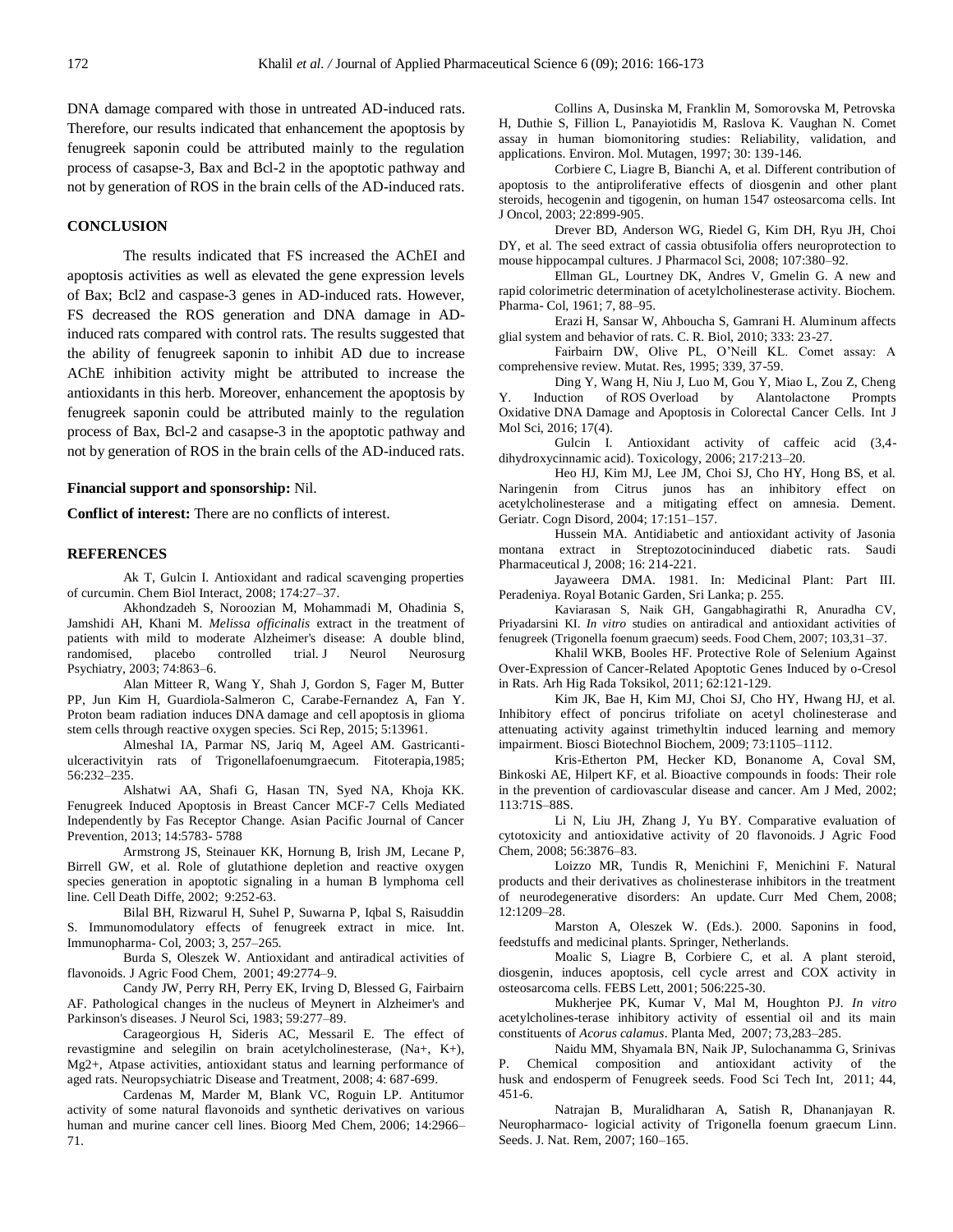DNA damage compared with those in untreated AD-induced rats. Therefore, our results indicated that enhancement the apoptosis by fenugreek saponin could be attributed mainly to the regulation process of casapse-3, Bax and Bcl-2 in the apoptotic pathway and not by generation of ROS in the brain cells of the AD-induced rats.

## CONCLUSION

The results indicated that FS increased the AChEI and apoptosis activities as well as elevated the gene expression levels of Bax; Bcl2 and caspase-3 genes in AD-induced rats. However, FS decreased the ROS generation and DNA damage in AD-induced rats compared with control rats. The results suggested that the ability of fenugreek saponin to inhibit AD due to increase AChE inhibition activity might be attributed to increase the antioxidants in this herb. Moreover, enhancement the apoptosis by fenugreek saponin could be attributed mainly to the regulation process of Bax, Bcl-2 and casapse-3 in the apoptotic pathway and not by generation of ROS in the brain cells of the AD-induced rats.

**Financial support and sponsorship:** Nil.

**Conflict of interest:** There are no conflicts of interest.

## REFERENCES

Ak T, Gulcin I. Antioxidant and radical scavenging properties of curcumin. Chem Biol Interact, 2008; 174:27–37.

Akhondzadeh S, Noroozian M, Mohammadi M, Ohadinia S, Jamshidi AH, Khani M. *Melissa officinalis* extract in the treatment of patients with mild to moderate Alzheimer's disease: A double blind, randomised, placebo controlled trial. J Neurol Neurosurg Psychiatry, 2003; 74:863–6.

Alan Mitteer R, Wang Y, Shah J, Gordon S, Fager M, Butter PP, Jun Kim H, Guardiola-Salmeron C, Carabe-Fernandez A, Fan Y. Proton beam radiation induces DNA damage and cell apoptosis in glioma stem cells through reactive oxygen species. Sci Rep, 2015; 5:13961.

Almeshal IA, Parmar NS, Jariq M, Ageel AM. Gastricanti-ulceractivityin rats of Trigonellafoenumgraecum. Fitoterapia,1985; 56:232–235.

Alshatwi AA, Shafi G, Hasan TN, Syed NA, Khoja KK. Fenugreek Induced Apoptosis in Breast Cancer MCF-7 Cells Mediated Independently by Fas Receptor Change. Asian Pacific Journal of Cancer Prevention, 2013; 14:5783- 5788

Armstrong JS, Steinauer KK, Hornung B, Irish JM, Lecane P, Birrell GW, et al. Role of glutathione depletion and reactive oxygen species generation in apoptotic signaling in a human B lymphoma cell line. Cell Death Diffe, 2002; 9:252-63.

Bilal BH, Rizwarul H, Suhel P, Suwarna P, Iqbal S, Raisuddin S. Immunomodulatory effects of fenugreek extract in mice. Int. Immunopharma- Col, 2003; 3, 257–265.

Burda S, Oleszek W. Antioxidant and antiradical activities of flavonoids. J Agric Food Chem, 2001; 49:2774–9.

Candy JW, Perry RH, Perry EK, Irving D, Blessed G, Fairbairn AF. Pathological changes in the nucleus of Meynert in Alzheimer's and Parkinson's diseases. J Neurol Sci, 1983; 59:277–89.

Carageorgious H, Sideris AC, Messaril E. The effect of revastigmine and selegilin on brain acetylcholinesterase, (Na+, K+), Mg2+, Atpase activities, antioxidant status and learning performance of aged rats. Neuropsychiatric Disease and Treatment, 2008; 4: 687-699.

Cardenas M, Marder M, Blank VC, Roguin LP. Antitumor activity of some natural flavonoids and synthetic derivatives on various human and murine cancer cell lines. Bioorg Med Chem, 2006; 14:2966–71.

Collins A, Dusinska M, Franklin M, Somorovska M, Petrovska H, Duthie S, Fillion L, Panayiotidis M, Raslova K. Vaughan N. Comet assay in human biomonitoring studies: Reliability, validation, and applications. Environ. Mol. Mutagen, 1997; 30: 139-146.

Corbiere C, Liagre B, Bianchi A, et al. Different contribution of apoptosis to the antiproliferative effects of diosgenin and other plant steroids, hecogenin and tigogenin, on human 1547 osteosarcoma cells. Int J Oncol, 2003; 22:899-905.

Drever BD, Anderson WG, Riedel G, Kim DH, Ryu JH, Choi DY, et al. The seed extract of cassia obtusifolia offers neuroprotection to mouse hippocampal cultures. J Pharmacol Sci, 2008; 107:380–92.

Ellman GL, Lourtney DK, Andres V, Gmelin G. A new and rapid colorimetric determination of acetylcholinesterase activity. Biochem. Pharma- Col, 1961; 7, 88–95.

Erazi H, Sansar W, Ahboucha S, Gamrani H. Aluminum affects glial system and behavior of rats. C. R. Biol, 2010; 333: 23-27.

Fairbairn DW, Olive PL, O'Neill KL. Comet assay: A comprehensive review. Mutat. Res, 1995; 339, 37-59.

Ding Y, Wang H, Niu J, Luo M, Gou Y, Miao L, Zou Z, Cheng Y. Induction of ROS Overload by Alantolactone Prompts Oxidative DNA Damage and Apoptosis in Colorectal Cancer Cells. Int J Mol Sci, 2016; 17(4).

Gulcin I. Antioxidant activity of caffeic acid (3,4-dihydroxycinnamic acid). Toxicology, 2006; 217:213–20.

Heo HJ, Kim MJ, Lee JM, Choi SJ, Cho HY, Hong BS, et al. Naringenin from Citrus junos has an inhibitory effect on acetylcholinesterase and a mitigating effect on amnesia. Dement. Geriatr. Cogn Disord, 2004; 17:151–157.

Hussein MA. Antidiabetic and antioxidant activity of Jasonia montana extract in Streptozotocininduced diabetic rats. Saudi Pharmaceutical J, 2008; 16: 214-221.

Jayaweera DMA. 1981. In: Medicinal Plant: Part III. Peradeniya. Royal Botanic Garden, Sri Lanka; p. 255.

Kaviarasan S, Naik GH, Gangabhagirathi R, Anuradha CV, Priyadarsini KI. *In vitro* studies on antiradical and antioxidant activities of fenugreek (Trigonella foenum graecum) seeds. Food Chem, 2007; 103,31–37.

Khalil WKB, Booles HF. Protective Role of Selenium Against Over-Expression of Cancer-Related Apoptotic Genes Induced by o-Cresol in Rats. Arh Hig Rada Toksikol, 2011; 62:121-129.

Kim JK, Bae H, Kim MJ, Choi SJ, Cho HY, Hwang HJ, et al. Inhibitory effect of poncirus trifoliate on acetyl cholinesterase and attenuating activity against trimethyltin induced learning and memory impairment. Biosci Biotechnol Biochem, 2009; 73:1105–1112.

Kris-Etherton PM, Hecker KD, Bonanome A, Coval SM, Binkoski AE, Hilpert KF, et al. Bioactive compounds in foods: Their role in the prevention of cardiovascular disease and cancer. Am J Med, 2002; 113:71S–88S.

Li N, Liu JH, Zhang J, Yu BY. Comparative evaluation of cytotoxicity and antioxidative activity of 20 flavonoids. J Agric Food Chem, 2008; 56:3876–83.

Loizzo MR, Tundis R, Menichini F, Menichini F. Natural products and their derivatives as cholinesterase inhibitors in the treatment of neurodegenerative disorders: An update. Curr Med Chem, 2008; 12:1209–28.

Marston A, Oleszek W. (Eds.). 2000. Saponins in food, feedstuffs and medicinal plants. Springer, Netherlands.

Moalic S, Liagre B, Corbiere C, et al. A plant steroid, diosgenin, induces apoptosis, cell cycle arrest and COX activity in osteosarcoma cells. FEBS Lett, 2001; 506:225-30.

Mukherjee PK, Kumar V, Mal M, Houghton PJ. *In vitro* acetylcholines-terase inhibitory activity of essential oil and its main constituents of *Acorus calamus*. Planta Med, 2007; 73,283–285.

Naidu MM, Shyamala BN, Naik JP, Sulochanamma G, Srinivas P. Chemical composition and antioxidant activity of the husk and endosperm of Fenugreek seeds. Food Sci Tech Int, 2011; 44, 451-6.

Natrajan B, Muralidharan A, Satish R, Dhananjayan R. Neuropharmaco- logicial activity of Trigonella foenum graecum Linn. Seeds. J. Nat. Rem, 2007; 160–165.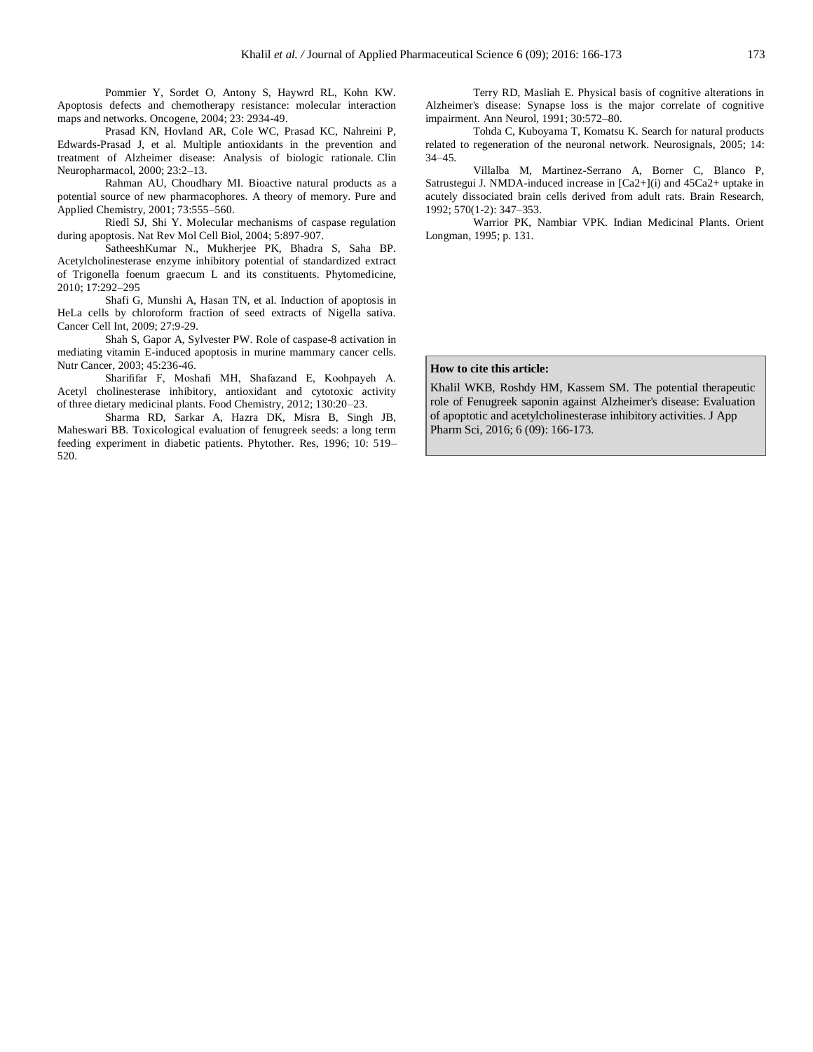Pommier Y, Sordet O, Antony S, Haywrd RL, Kohn KW. Apoptosis defects and chemotherapy resistance: molecular interaction maps and networks. Oncogene, 2004; 23: 2934-49.

Prasad KN, Hovland AR, Cole WC, Prasad KC, Nahreini P, Edwards-Prasad J, et al. Multiple antioxidants in the prevention and treatment of Alzheimer disease: Analysis of biologic rationale. Clin Neuropharmacol, 2000; 23:2–13.

Rahman AU, Choudhary MI. Bioactive natural products as a potential source of new pharmacophores. A theory of memory. Pure and Applied Chemistry, 2001; 73:555–560.

Riedl SJ, Shi Y. Molecular mechanisms of caspase regulation during apoptosis. Nat Rev Mol Cell Biol, 2004; 5:897-907.

SatheeshKumar N., Mukherjee PK, Bhadra S, Saha BP. Acetylcholinesterase enzyme inhibitory potential of standardized extract of Trigonella foenum graecum L and its constituents. Phytomedicine, 2010; 17:292–295

Shafi G, Munshi A, Hasan TN, et al. Induction of apoptosis in HeLa cells by chloroform fraction of seed extracts of Nigella sativa. Cancer Cell Int, 2009; 27:9-29.

Shah S, Gapor A, Sylvester PW. Role of caspase-8 activation in mediating vitamin E-induced apoptosis in murine mammary cancer cells. Nutr Cancer, 2003; 45:236-46.

Sharififar F, Moshafi MH, Shafazand E, Koohpayeh A. Acetyl cholinesterase inhibitory, antioxidant and cytotoxic activity of three dietary medicinal plants. Food Chemistry, 2012; 130:20–23.

Sharma RD, Sarkar A, Hazra DK, Misra B, Singh JB, Maheswari BB. Toxicological evaluation of fenugreek seeds: a long term feeding experiment in diabetic patients. Phytother. Res, 1996; 10: 519–520.

Terry RD, Masliah E. Physical basis of cognitive alterations in Alzheimer's disease: Synapse loss is the major correlate of cognitive impairment. Ann Neurol, 1991; 30:572–80.

Tohda C, Kuboyama T, Komatsu K. Search for natural products related to regeneration of the neuronal network. Neurosignals, 2005; 14: 34–45.

Villalba M, Martinez-Serrano A, Borner C, Blanco P, Satrustegui J. NMDA-induced increase in $[Ca^{2+}]_i$ and $^{45}Ca^{2+}$ uptake in acutely dissociated brain cells derived from adult rats. Brain Research, 1992; 570(1-2): 347–353.

Warrior PK, Nambiar VPK. Indian Medicinal Plants. Orient Longman, 1995; p. 131.

**How to cite this article:**

Khalil WKB, Roshdy HM, Kassem SM. The potential therapeutic role of Fenugreek saponin against Alzheimer's disease: Evaluation of apoptotic and acetylcholinesterase inhibitory activities. J App Pharm Sci, 2016; 6 (09): 166-173.